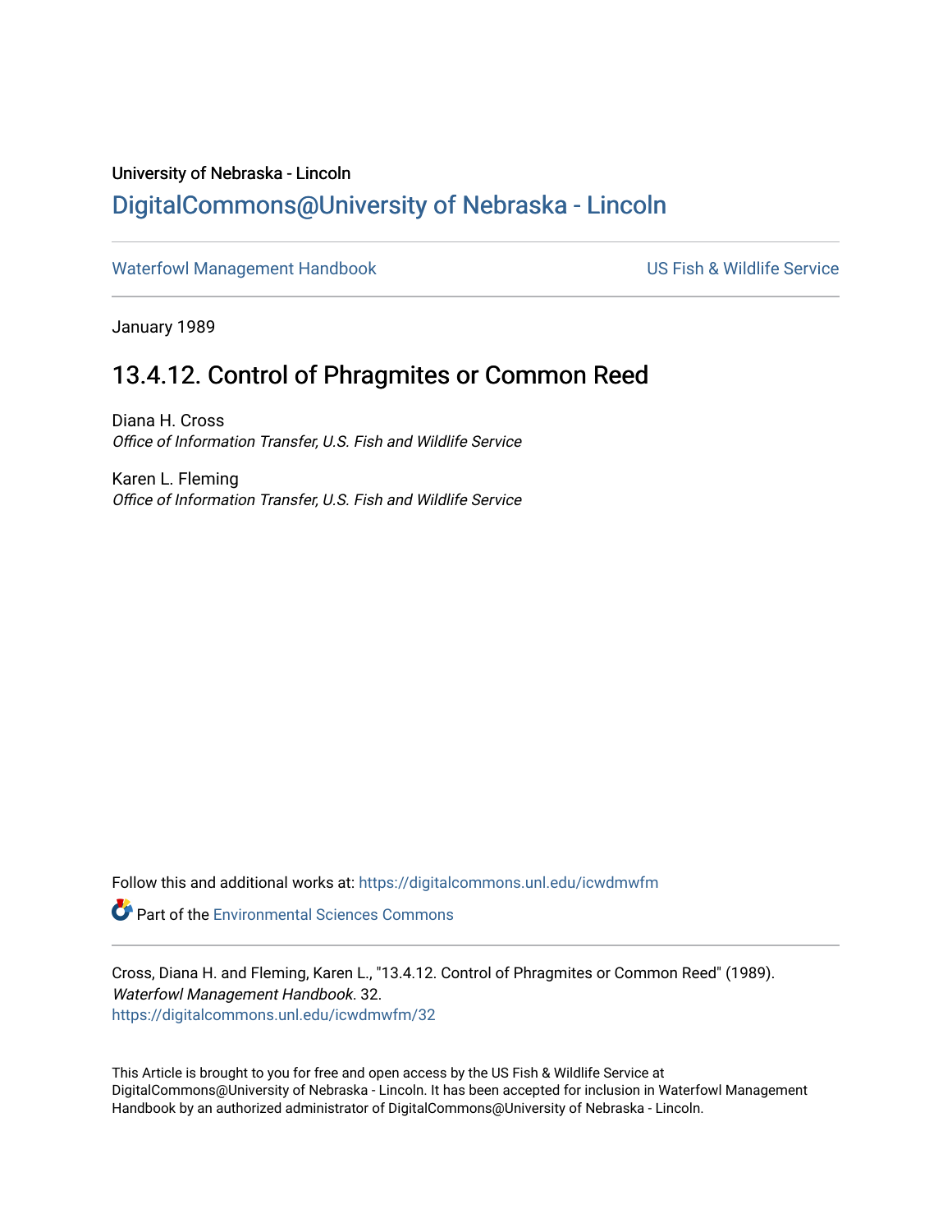University of Nebraska - Lincoln

## DigitalCommons@University of Nebraska - Lincoln

Waterfowl Management Handbook — US Fish & Wildlife Service

---

January 1989

# 13.4.12. Control of Phragmites or Common Reed

Diana H. Cross
*Office of Information Transfer, U.S. Fish and Wildlife Service*

Karen L. Fleming
*Office of Information Transfer, U.S. Fish and Wildlife Service*

Follow this and additional works at: https://digitalcommons.unl.edu/icwdmwfm

Part of the Environmental Sciences Commons

---

Cross, Diana H. and Fleming, Karen L., "13.4.12. Control of Phragmites or Common Reed" (1989). *Waterfowl Management Handbook*. 32.
https://digitalcommons.unl.edu/icwdmwfm/32

This Article is brought to you for free and open access by the US Fish & Wildlife Service at DigitalCommons@University of Nebraska - Lincoln. It has been accepted for inclusion in Waterfowl Management Handbook by an authorized administrator of DigitalCommons@University of Nebraska - Lincoln.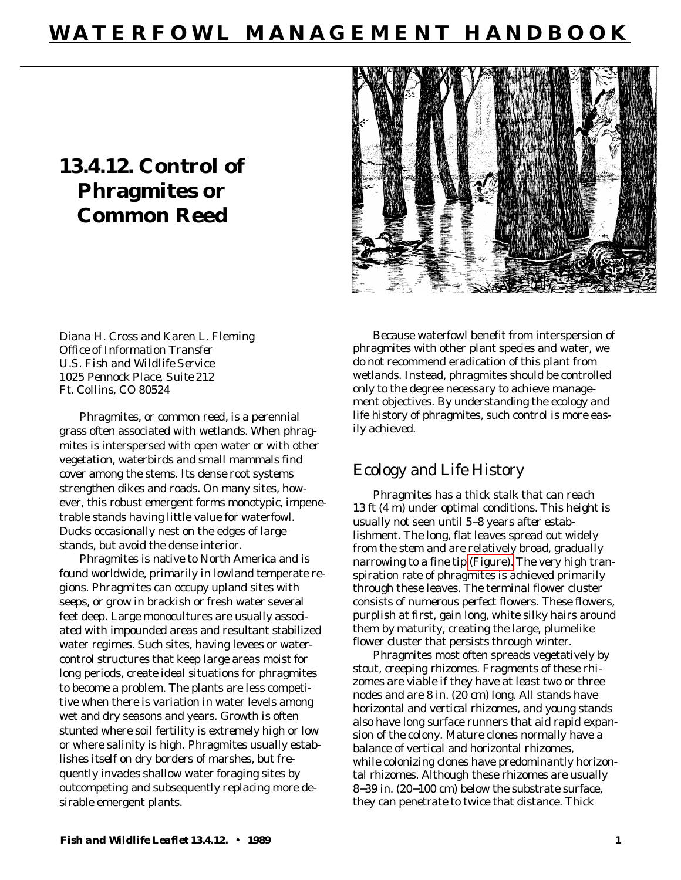# WATERFOWL MANAGEMENT HANDBOOK

# 13.4.12. Control of Phragmites or Common Reed

*Diana H. Cross and Karen L. Fleming*
*Office of Information Transfer*
*U.S. Fish and Wildlife Service*
*1025 Pennock Place, Suite 212*
*Ft. Collins, CO 80524*

Phragmites, or common reed, is a perennial grass often associated with wetlands. When phragmites is interspersed with open water or with other vegetation, waterbirds and small mammals find cover among the stems. Its dense root systems strengthen dikes and roads. On many sites, however, this robust emergent forms monotypic, impenetrable stands having little value for waterfowl. Ducks occasionally nest on the edges of large stands, but avoid the dense interior.

Phragmites is native to North America and is found worldwide, primarily in lowland temperate regions. Phragmites can occupy upland sites with seeps, or grow in brackish or fresh water several feet deep. Large monocultures are usually associated with impounded areas and resultant stabilized water regimes. Such sites, having levees or water-control structures that keep large areas moist for long periods, create ideal situations for phragmites to become a problem. The plants are less competitive when there is variation in water levels among wet and dry seasons and years. Growth is often stunted where soil fertility is extremely high or low or where salinity is high. Phragmites usually establishes itself on dry borders of marshes, but frequently invades shallow water foraging sites by outcompeting and subsequently replacing more desirable emergent plants.

Because waterfowl benefit from interspersion of phragmites with other plant species and water, we do not recommend eradication of this plant from wetlands. Instead, phragmites should be controlled only to the degree necessary to achieve management objectives. By understanding the ecology and life history of phragmites, such control is more easily achieved.

## Ecology and Life History

Phragmites has a thick stalk that can reach 13 ft (4 m) under optimal conditions. This height is usually not seen until 5–8 years after establishment. The long, flat leaves spread out widely from the stem and are relatively broad, gradually narrowing to a fine tip (Figure). The very high transpiration rate of phragmites is achieved primarily through these leaves. The terminal flower cluster consists of numerous perfect flowers. These flowers, purplish at first, gain long, white silky hairs around them by maturity, creating the large, plumelike flower cluster that persists through winter.

Phragmites most often spreads vegetatively by stout, creeping rhizomes. Fragments of these rhizomes are viable if they have at least two or three nodes and are 8 in. (20 cm) long. All stands have horizontal and vertical rhizomes, and young stands also have long surface runners that aid rapid expansion of the colony. Mature clones normally have a balance of vertical and horizontal rhizomes, while colonizing clones have predominantly horizontal rhizomes. Although these rhizomes are usually 8–39 in. (20–100 cm) below the substrate surface, they can penetrate to twice that distance. Thick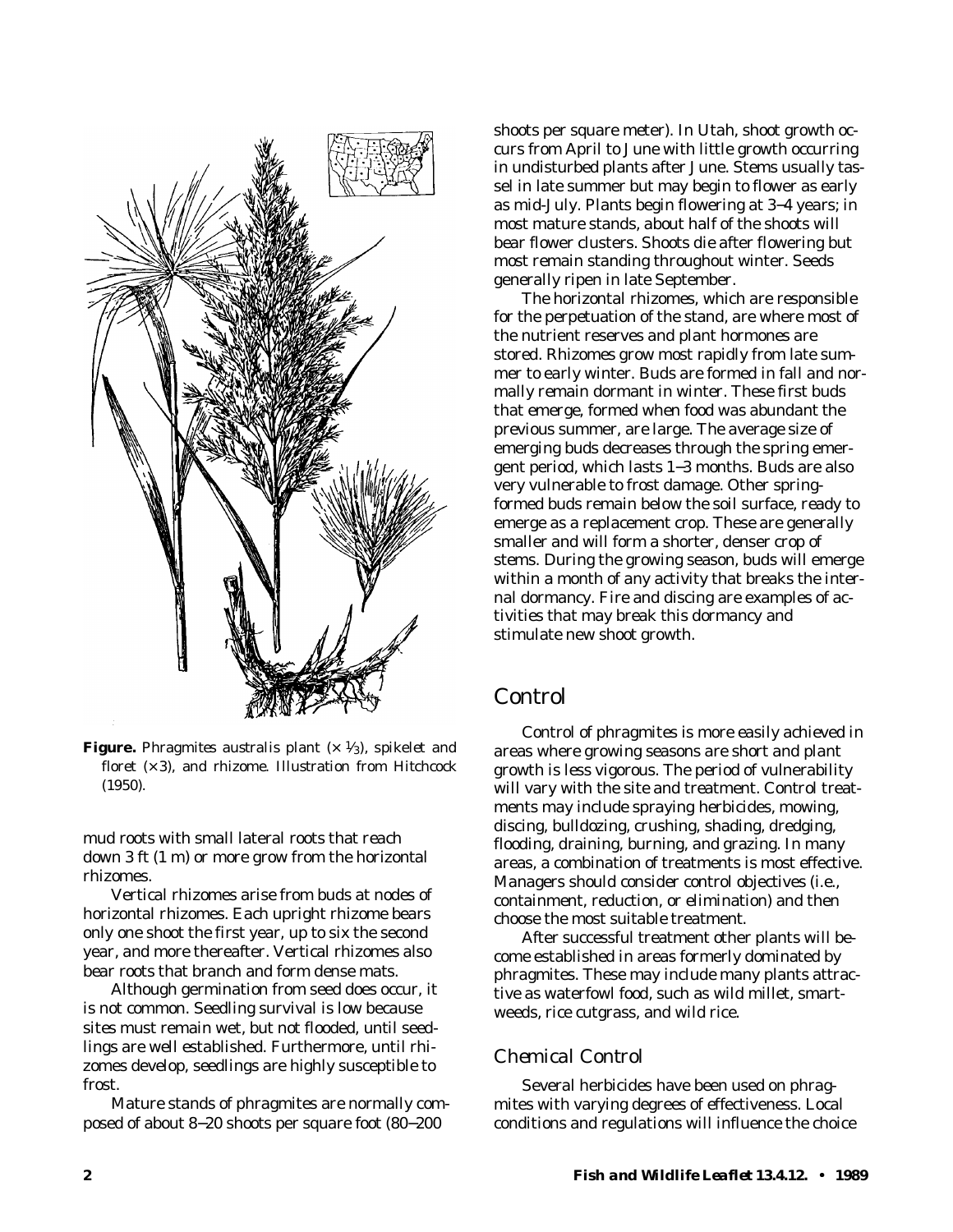**Figure.** Phragmites australis plant (× ⅓), spikelet and floret (× 3), and rhizome. Illustration from Hitchcock (1950).

mud roots with small lateral roots that reach down 3 ft (1 m) or more grow from the horizontal rhizomes.

Vertical rhizomes arise from buds at nodes of horizontal rhizomes. Each upright rhizome bears only one shoot the first year, up to six the second year, and more thereafter. Vertical rhizomes also bear roots that branch and form dense mats.

Although germination from seed does occur, it is not common. Seedling survival is low because sites must remain wet, but not flooded, until seedlings are well established. Furthermore, until rhizomes develop, seedlings are highly susceptible to frost.

Mature stands of phragmites are normally composed of about 8–20 shoots per square foot (80–200 shoots per square meter). In Utah, shoot growth occurs from April to June with little growth occurring in undisturbed plants after June. Stems usually tassel in late summer but may begin to flower as early as mid-July. Plants begin flowering at 3–4 years; in most mature stands, about half of the shoots will bear flower clusters. Shoots die after flowering but most remain standing throughout winter. Seeds generally ripen in late September.

The horizontal rhizomes, which are responsible for the perpetuation of the stand, are where most of the nutrient reserves and plant hormones are stored. Rhizomes grow most rapidly from late summer to early winter. Buds are formed in fall and normally remain dormant in winter. These first buds that emerge, formed when food was abundant the previous summer, are large. The average size of emerging buds decreases through the spring emergent period, which lasts 1–3 months. Buds are also very vulnerable to frost damage. Other spring-formed buds remain below the soil surface, ready to emerge as a replacement crop. These are generally smaller and will form a shorter, denser crop of stems. During the growing season, buds will emerge within a month of any activity that breaks the internal dormancy. Fire and discing are examples of activities that may break this dormancy and stimulate new shoot growth.

## Control

Control of phragmites is more easily achieved in areas where growing seasons are short and plant growth is less vigorous. The period of vulnerability will vary with the site and treatment. Control treatments may include spraying herbicides, mowing, discing, bulldozing, crushing, shading, dredging, flooding, draining, burning, and grazing. In many areas, a combination of treatments is most effective. Managers should consider control objectives (i.e., containment, reduction, or elimination) and then choose the most suitable treatment.

After successful treatment other plants will become established in areas formerly dominated by phragmites. These may include many plants attractive as waterfowl food, such as wild millet, smartweeds, rice cutgrass, and wild rice.

### Chemical Control

Several herbicides have been used on phragmites with varying degrees of effectiveness. Local conditions and regulations will influence the choice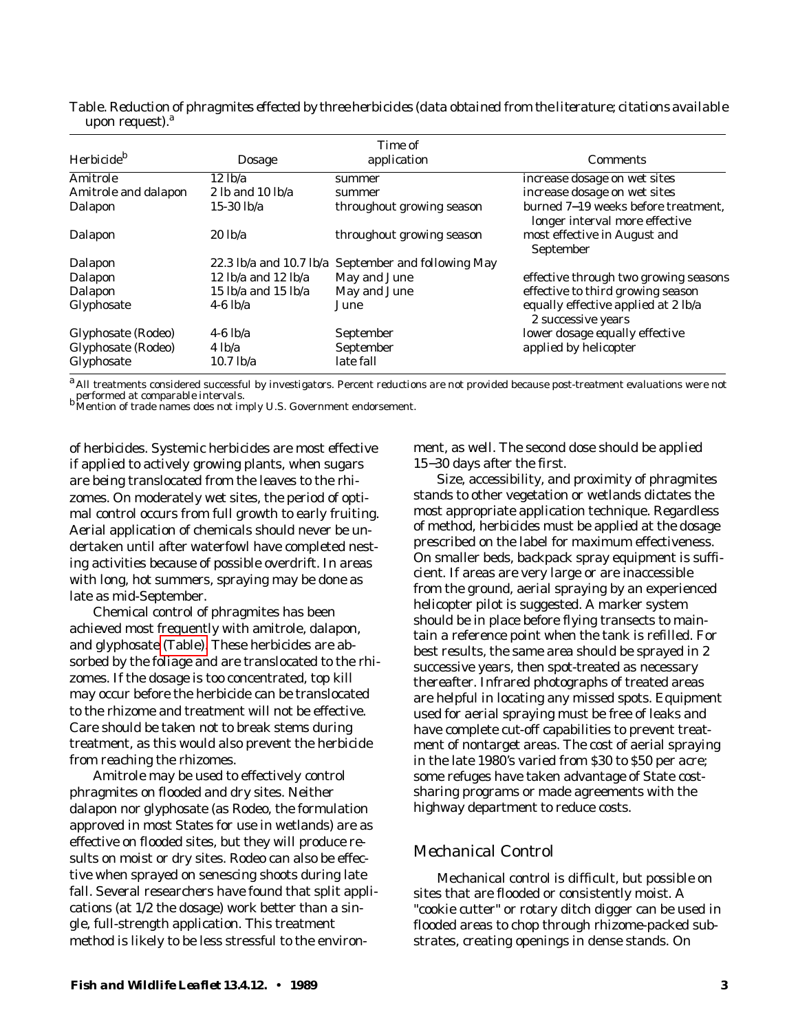Table. Reduction of phragmites effected by three herbicides (data obtained from the literature; citations available upon request).[a]

| Herbicide[b] | Dosage | Time of application | Comments |
|---|---|---|---|
| Amitrole | 12 lb/a | summer | increase dosage on wet sites |
| Amitrole and dalapon | 2 lb and 10 lb/a | summer | increase dosage on wet sites |
| Dalapon | 15-30 lb/a | throughout growing season | burned 7–19 weeks before treatment, longer interval more effective |
| Dalapon | 20 lb/a | throughout growing season | most effective in August and September |
| Dalapon | 22.3 lb/a and 10.7 lb/a | September and following May | |
| Dalapon | 12 lb/a and 12 lb/a | May and June | effective through two growing seasons |
| Dalapon | 15 lb/a and 15 lb/a | May and June | effective to third growing season |
| Glyphosate | 4-6 lb/a | June | equally effective applied at 2 lb/a 2 successive years |
| Glyphosate (Rodeo) | 4-6 lb/a | September | lower dosage equally effective |
| Glyphosate (Rodeo) | 4 lb/a | September | applied by helicopter |
| Glyphosate | 10.7 lb/a | late fall | |

[a] All treatments considered successful by investigators. Percent reductions are not provided because post-treatment evaluations were not performed at comparable intervals.
[b] Mention of trade names does not imply U.S. Government endorsement.

of herbicides. Systemic herbicides are most effective if applied to actively growing plants, when sugars are being translocated from the leaves to the rhizomes. On moderately wet sites, the period of optimal control occurs from full growth to early fruiting. Aerial application of chemicals should never be undertaken until after waterfowl have completed nesting activities because of possible overdrift. In areas with long, hot summers, spraying may be done as late as mid-September.

Chemical control of phragmites has been achieved most frequently with amitrole, dalapon, and glyphosate (Table). These herbicides are absorbed by the foliage and are translocated to the rhizomes. If the dosage is too concentrated, top kill may occur before the herbicide can be translocated to the rhizome and treatment will not be effective. Care should be taken not to break stems during treatment, as this would also prevent the herbicide from reaching the rhizomes.

Amitrole may be used to effectively control phragmites on flooded and dry sites. Neither dalapon nor glyphosate (as Rodeo, the formulation approved in most States for use in wetlands) are as effective on flooded sites, but they will produce results on moist or dry sites. Rodeo can also be effective when sprayed on senescing shoots during late fall. Several researchers have found that split applications (at 1/2 the dosage) work better than a single, full-strength application. This treatment method is likely to be less stressful to the environment, as well. The second dose should be applied 15–30 days after the first.

Size, accessibility, and proximity of phragmites stands to other vegetation or wetlands dictates the most appropriate application technique. Regardless of method, herbicides must be applied at the dosage prescribed on the label for maximum effectiveness. On smaller beds, backpack spray equipment is sufficient. If areas are very large or are inaccessible from the ground, aerial spraying by an experienced helicopter pilot is suggested. A marker system should be in place before flying transects to maintain a reference point when the tank is refilled. For best results, the same area should be sprayed in 2 successive years, then spot-treated as necessary thereafter. Infrared photographs of treated areas are helpful in locating any missed spots. Equipment used for aerial spraying must be free of leaks and have complete cut-off capabilities to prevent treatment of nontarget areas. The cost of aerial spraying in the late 1980's varied from $30 to $50 per acre; some refuges have taken advantage of State cost-sharing programs or made agreements with the highway department to reduce costs.

## Mechanical Control

Mechanical control is difficult, but possible on sites that are flooded or consistently moist. A "cookie cutter" or rotary ditch digger can be used in flooded areas to chop through rhizome-packed substrates, creating openings in dense stands. On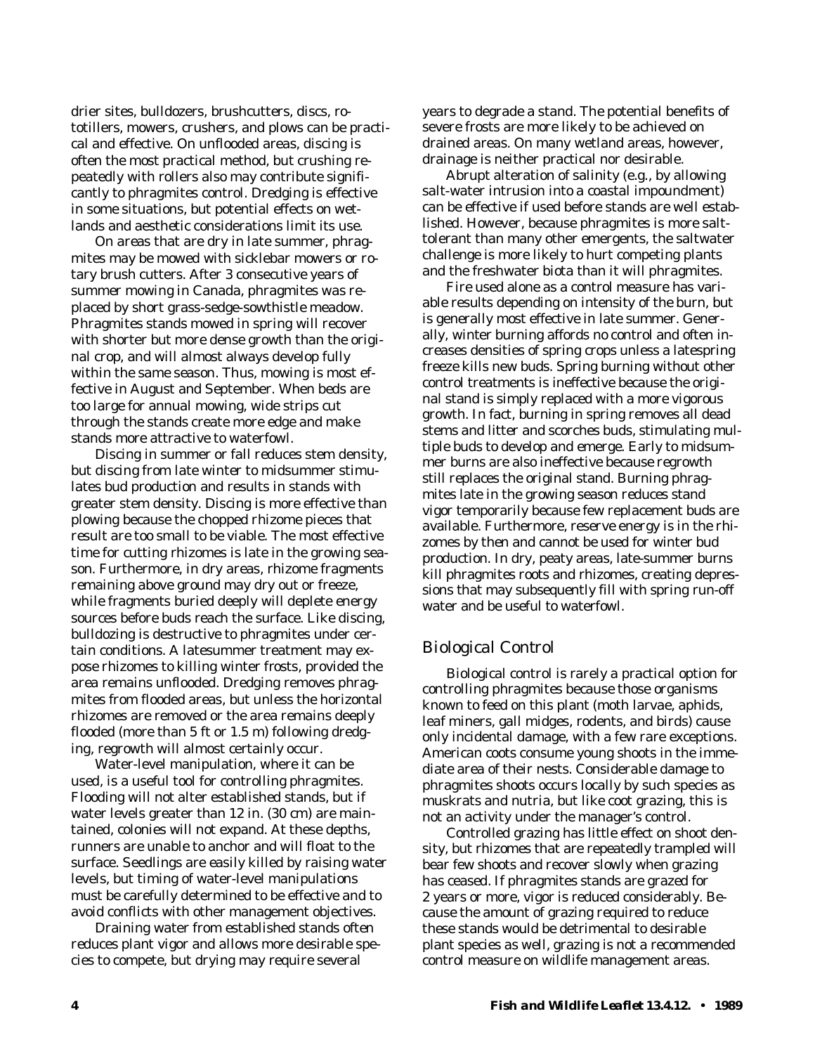drier sites, bulldozers, brushcutters, discs, rototillers, mowers, crushers, and plows can be practical and effective. On unflooded areas, discing is often the most practical method, but crushing repeatedly with rollers also may contribute significantly to phragmites control. Dredging is effective in some situations, but potential effects on wetlands and aesthetic considerations limit its use.

On areas that are dry in late summer, phragmites may be mowed with sicklebar mowers or rotary brush cutters. After 3 consecutive years of summer mowing in Canada, phragmites was replaced by short grass-sedge-sowthistle meadow. Phragmites stands mowed in spring will recover with shorter but more dense growth than the original crop, and will almost always develop fully within the same season. Thus, mowing is most effective in August and September. When beds are too large for annual mowing, wide strips cut through the stands create more edge and make stands more attractive to waterfowl.

Discing in summer or fall reduces stem density, but discing from late winter to midsummer stimulates bud production and results in stands with greater stem density. Discing is more effective than plowing because the chopped rhizome pieces that result are too small to be viable. The most effective time for cutting rhizomes is late in the growing season. Furthermore, in dry areas, rhizome fragments remaining above ground may dry out or freeze, while fragments buried deeply will deplete energy sources before buds reach the surface. Like discing, bulldozing is destructive to phragmites under certain conditions. A latesummer treatment may expose rhizomes to killing winter frosts, provided the area remains unflooded. Dredging removes phragmites from flooded areas, but unless the horizontal rhizomes are removed or the area remains deeply flooded (more than 5 ft or 1.5 m) following dredging, regrowth will almost certainly occur.

Water-level manipulation, where it can be used, is a useful tool for controlling phragmites. Flooding will not alter established stands, but if water levels greater than 12 in. (30 cm) are maintained, colonies will not expand. At these depths, runners are unable to anchor and will float to the surface. Seedlings are easily killed by raising water levels, but timing of water-level manipulations must be carefully determined to be effective and to avoid conflicts with other management objectives.

Draining water from established stands often reduces plant vigor and allows more desirable species to compete, but drying may require several years to degrade a stand. The potential benefits of severe frosts are more likely to be achieved on drained areas. On many wetland areas, however, drainage is neither practical nor desirable.

Abrupt alteration of salinity (e.g., by allowing salt-water intrusion into a coastal impoundment) can be effective if used before stands are well established. However, because phragmites is more salt-tolerant than many other emergents, the saltwater challenge is more likely to hurt competing plants and the freshwater biota than it will phragmites.

Fire used alone as a control measure has variable results depending on intensity of the burn, but is generally most effective in late summer. Generally, winter burning affords no control and often increases densities of spring crops unless a latespring freeze kills new buds. Spring burning without other control treatments is ineffective because the original stand is simply replaced with a more vigorous growth. In fact, burning in spring removes all dead stems and litter and scorches buds, stimulating multiple buds to develop and emerge. Early to midsummer burns are also ineffective because regrowth still replaces the original stand. Burning phragmites late in the growing season reduces stand vigor temporarily because few replacement buds are available. Furthermore, reserve energy is in the rhizomes by then and cannot be used for winter bud production. In dry, peaty areas, late-summer burns kill phragmites roots and rhizomes, creating depressions that may subsequently fill with spring run-off water and be useful to waterfowl.

## *Biological Control*

Biological control is rarely a practical option for controlling phragmites because those organisms known to feed on this plant (moth larvae, aphids, leaf miners, gall midges, rodents, and birds) cause only incidental damage, with a few rare exceptions. American coots consume young shoots in the immediate area of their nests. Considerable damage to phragmites shoots occurs locally by such species as muskrats and nutria, but like coot grazing, this is not an activity under the manager's control.

Controlled grazing has little effect on shoot density, but rhizomes that are repeatedly trampled will bear few shoots and recover slowly when grazing has ceased. If phragmites stands are grazed for 2 years or more, vigor is reduced considerably. Because the amount of grazing required to reduce these stands would be detrimental to desirable plant species as well, grazing is not a recommended control measure on wildlife management areas.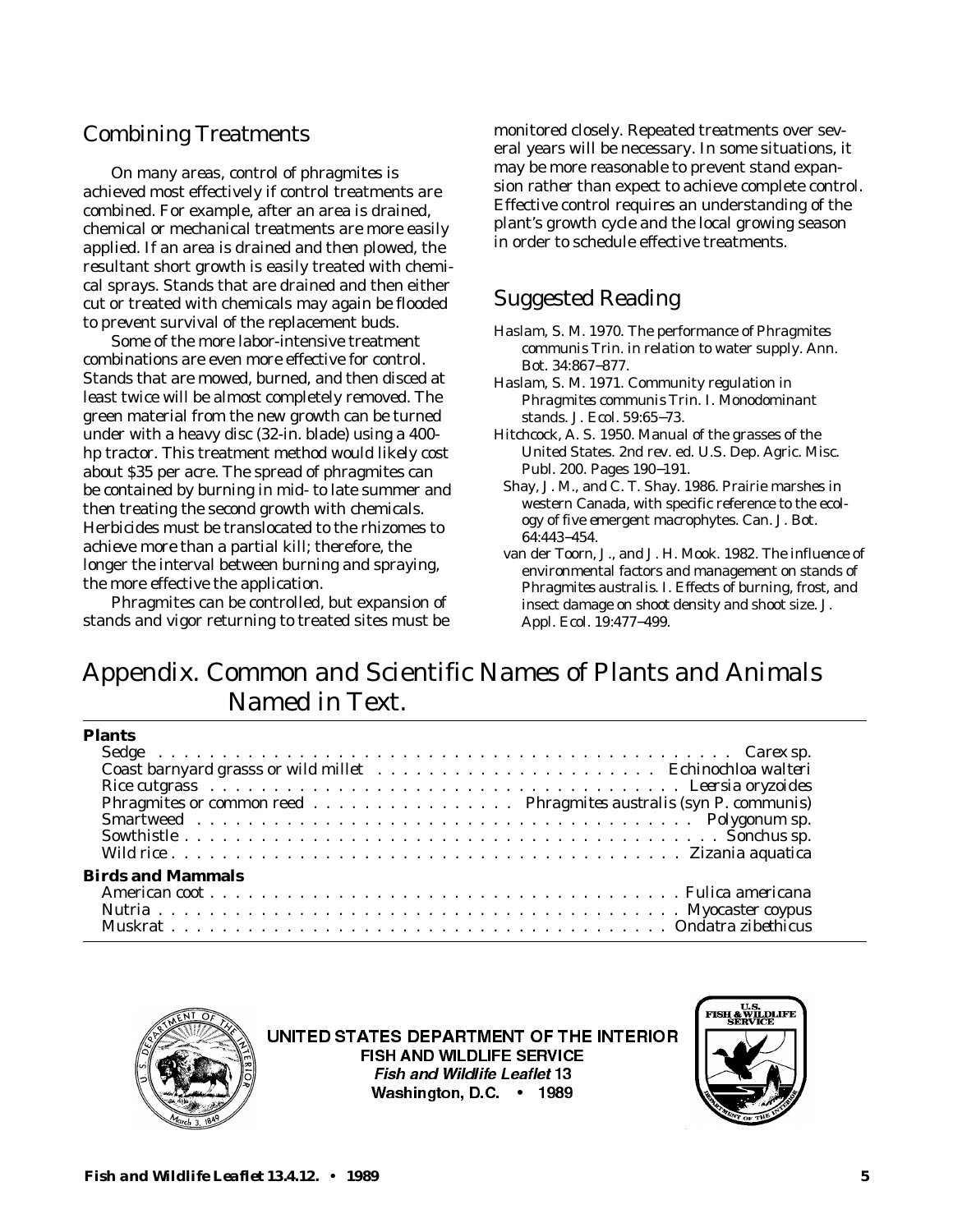## Combining Treatments

On many areas, control of phragmites is achieved most effectively if control treatments are combined. For example, after an area is drained, chemical or mechanical treatments are more easily applied. If an area is drained and then plowed, the resultant short growth is easily treated with chemical sprays. Stands that are drained and then either cut or treated with chemicals may again be flooded to prevent survival of the replacement buds.

Some of the more labor-intensive treatment combinations are even more effective for control. Stands that are mowed, burned, and then disced at least twice will be almost completely removed. The green material from the new growth can be turned under with a heavy disc (32-in. blade) using a 400-hp tractor. This treatment method would likely cost about $35 per acre. The spread of phragmites can be contained by burning in mid- to late summer and then treating the second growth with chemicals. Herbicides must be translocated to the rhizomes to achieve more than a partial kill; therefore, the longer the interval between burning and spraying, the more effective the application.

Phragmites can be controlled, but expansion of stands and vigor returning to treated sites must be monitored closely. Repeated treatments over several years will be necessary. In some situations, it may be more reasonable to prevent stand expansion rather than expect to achieve complete control. Effective control requires an understanding of the plant's growth cycle and the local growing season in order to schedule effective treatments.

## Suggested Reading

Haslam, S. M. 1970. The performance of *Phragmites communis* Trin. in relation to water supply. Ann. Bot. 34:867–877.

Haslam, S. M. 1971. Community regulation in *Phragmites communis* Trin. I. Monodominant stands. J. Ecol. 59:65–73.

Hitchcock, A. S. 1950. Manual of the grasses of the United States. 2nd rev. ed. U.S. Dep. Agric. Misc. Publ. 200. Pages 190–191.

Shay, J. M., and C. T. Shay. 1986. Prairie marshes in western Canada, with specific reference to the ecology of five emergent macrophytes. Can. J. Bot. 64:443–454.

van der Toorn, J., and J. H. Mook. 1982. The influence of environmental factors and management on stands of *Phragmites australis*. I. Effects of burning, frost, and insect damage on shoot density and shoot size. J. Appl. Ecol. 19:477–499.

# Appendix. Common and Scientific Names of Plants and Animals Named in Text.

**Plants**

| | |
|---|---|
| Sedge | *Carex* sp. |
| Coast barnyard grasss or wild millet | *Echinochloa walteri* |
| Rice cutgrass | *Leersia oryzoides* |
| Phragmites or common reed | *Phragmites australis* (syn *P. communis*) |
| Smartweed | *Polygonum* sp. |
| Sowthistle | *Sonchus* sp. |
| Wild rice | *Zizania aquatica* |

**Birds and Mammals**

| | |
|---|---|
| American coot | *Fulica americana* |
| Nutria | *Myocaster coypus* |
| Muskrat | *Ondatra zibethicus* |

UNITED STATES DEPARTMENT OF THE INTERIOR
FISH AND WILDLIFE SERVICE
*Fish and Wildlife Leaflet* 13
Washington, D.C. • 1989